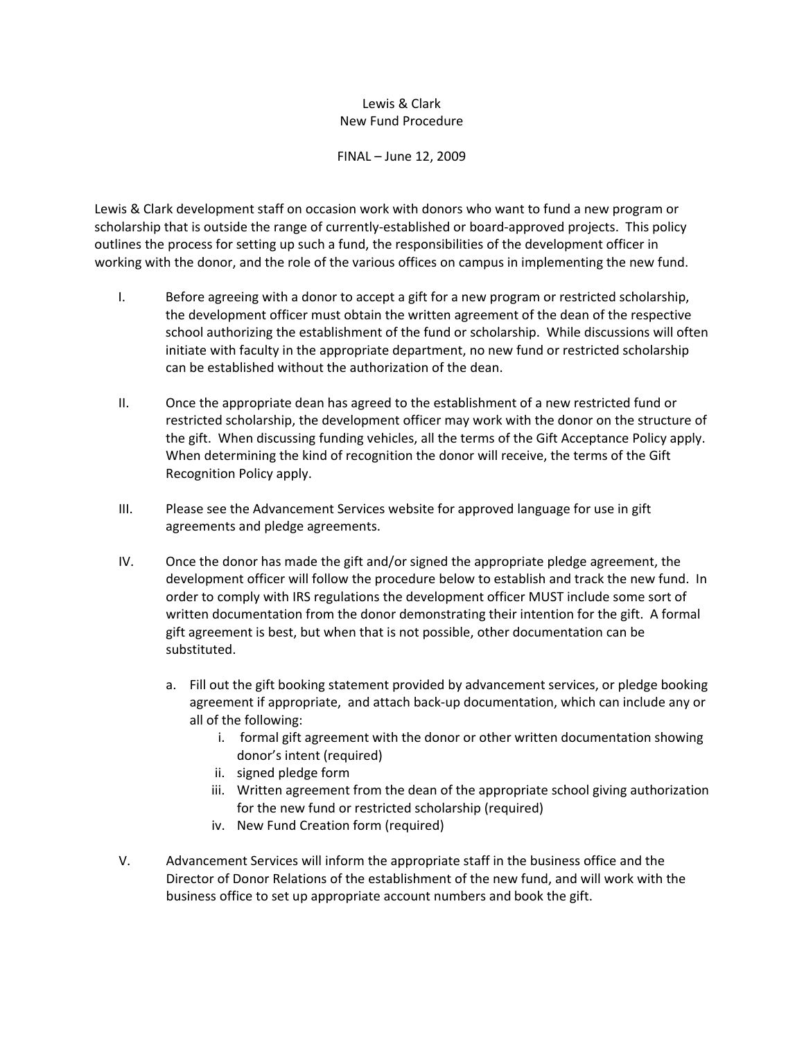# Lewis & Clark
## New Fund Procedure

FINAL – June 12, 2009

Lewis & Clark development staff on occasion work with donors who want to fund a new program or scholarship that is outside the range of currently-established or board-approved projects. This policy outlines the process for setting up such a fund, the responsibilities of the development officer in working with the donor, and the role of the various offices on campus in implementing the new fund.

I. Before agreeing with a donor to accept a gift for a new program or restricted scholarship, the development officer must obtain the written agreement of the dean of the respective school authorizing the establishment of the fund or scholarship. While discussions will often initiate with faculty in the appropriate department, no new fund or restricted scholarship can be established without the authorization of the dean.

II. Once the appropriate dean has agreed to the establishment of a new restricted fund or restricted scholarship, the development officer may work with the donor on the structure of the gift. When discussing funding vehicles, all the terms of the Gift Acceptance Policy apply. When determining the kind of recognition the donor will receive, the terms of the Gift Recognition Policy apply.

III. Please see the Advancement Services website for approved language for use in gift agreements and pledge agreements.

IV. Once the donor has made the gift and/or signed the appropriate pledge agreement, the development officer will follow the procedure below to establish and track the new fund. In order to comply with IRS regulations the development officer MUST include some sort of written documentation from the donor demonstrating their intention for the gift. A formal gift agreement is best, but when that is not possible, other documentation can be substituted.

   a. Fill out the gift booking statement provided by advancement services, or pledge booking agreement if appropriate, and attach back-up documentation, which can include any or all of the following:
      i. formal gift agreement with the donor or other written documentation showing donor's intent (required)
      ii. signed pledge form
      iii. Written agreement from the dean of the appropriate school giving authorization for the new fund or restricted scholarship (required)
      iv. New Fund Creation form (required)

V. Advancement Services will inform the appropriate staff in the business office and the Director of Donor Relations of the establishment of the new fund, and will work with the business office to set up appropriate account numbers and book the gift.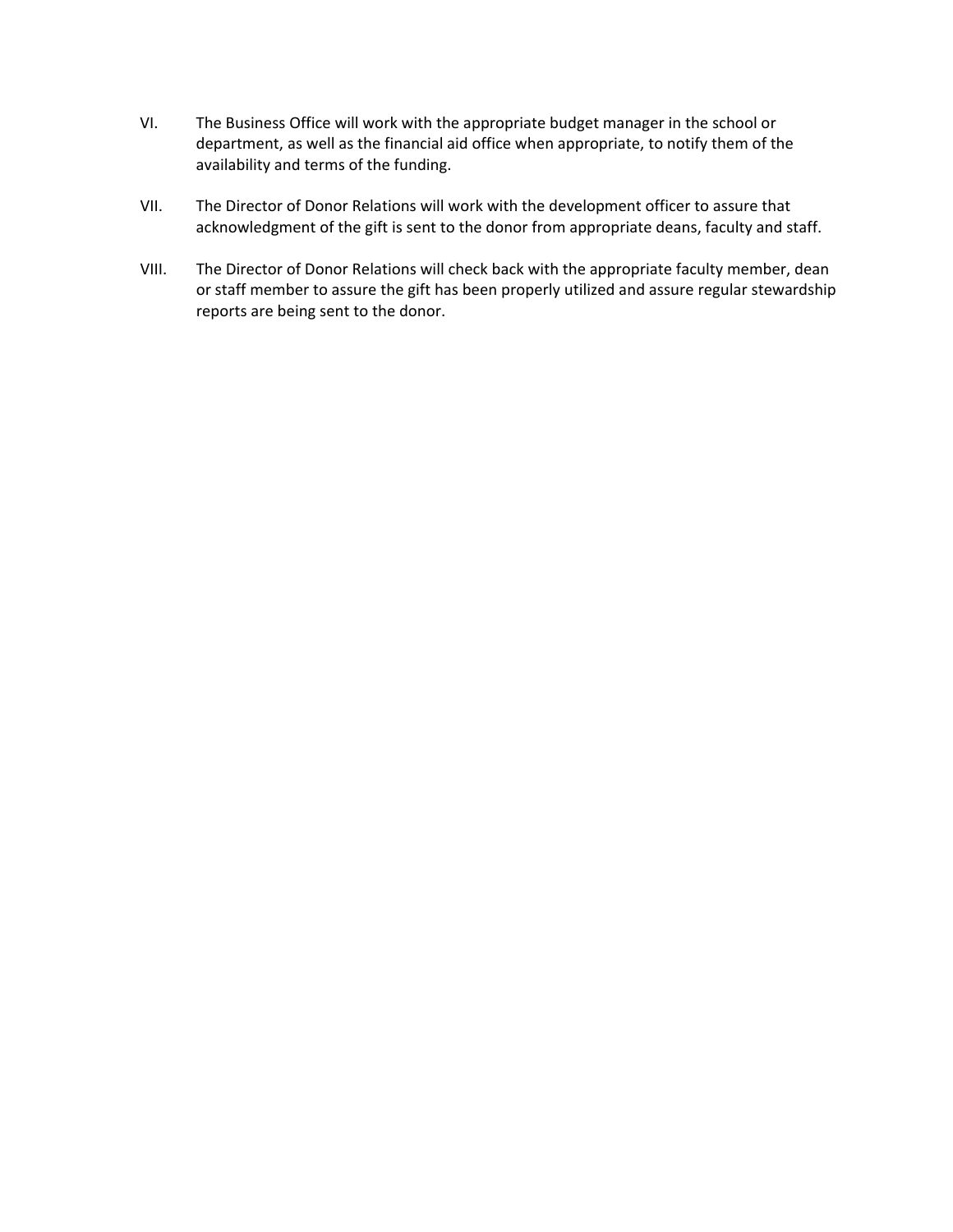VI. The Business Office will work with the appropriate budget manager in the school or department, as well as the financial aid office when appropriate, to notify them of the availability and terms of the funding.

VII. The Director of Donor Relations will work with the development officer to assure that acknowledgment of the gift is sent to the donor from appropriate deans, faculty and staff.

VIII. The Director of Donor Relations will check back with the appropriate faculty member, dean or staff member to assure the gift has been properly utilized and assure regular stewardship reports are being sent to the donor.